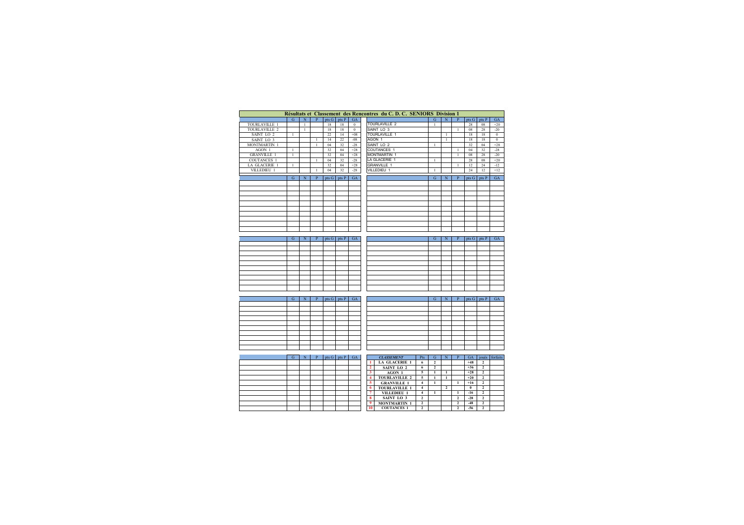# Résultats et Classement des Rencontres du C. D. C. SENIORS Division 1

| | G | N | P | pts G | pts P | GA |
|---|---|---|---|---|---|---|
| TOURLAVILLE 1 | | 1 | | 18 | 18 | 0 |
| TOURLAVILLE 2 | | 1 | | 18 | 18 | 0 |
| SAINT LO 2 | 1 | | | 22 | 14 | +08 |
| SAINT LO 3 | | | 1 | 14 | 22 | -08 |
| MONTMARTIN 1 | | | 1 | 04 | 32 | -28 |
| AGON 1 | 1 | | | 32 | 04 | +28 |
| GRANVILLE 1 | 1 | | | 32 | 04 | +28 |
| COUTANCES 1 | | | 1 | 04 | 32 | -28 |
| LA GLACERIE 1 | 1 | | | 32 | 04 | +28 |
| VILLEDIEU 1 | | | 1 | 04 | 32 | -28 |

| | G | N | P | pts G | pts P | GA |
|---|---|---|---|---|---|---|
| TOURLAVILLE 2 | 1 | | | 28 | 08 | +20 |
| SAINT LO 3 | | | 1 | 08 | 28 | -20 |
| TOURLAVILLE 1 | | 1 | | 18 | 18 | 0 |
| AGON 1 | | 1 | | 18 | 18 | 0 |
| SAINT LO 2 | 1 | | | 32 | 04 | +28 |
| COUTANCES 1 | | | 1 | 04 | 32 | -28 |
| MONTMARTIN 1 | | | 1 | 08 | 28 | -20 |
| LA GLACERIE 1 | 1 | | | 28 | 08 | +20 |
| GRANVILLE 1 | | | 1 | 12 | 24 | -12 |
| VILLEDIEU 1 | 1 | | | 24 | 12 | +12 |

| | *CLASSEMENT* | Pts | G | N | P | GA | joués | forfaits |
|---|---|---|---|---|---|---|---|---|
| 1 | **LA GLACERIE 1** | **6** | **2** | | | **+48** | **2** | |
| 2 | **SAINT LO 2** | **6** | **2** | | | **+36** | **2** | |
| 3 | **AGON 1** | **5** | **1** | **1** | | **+28** | **2** | |
| 4 | **TOURLAVILLE 2** | **5** | **1** | **1** | | **+20** | **2** | |
| 5 | **GRANVILLE 1** | **4** | **1** | | **1** | **+16** | **2** | |
| 6 | **TOURLAVILLE 1** | **4** | | **2** | | **0** | **2** | |
| 7 | **VILLEDIEU 1** | **4** | **1** | | **1** | **-16** | **2** | |
| 8 | **SAINT LO 3** | **2** | | | **2** | **-28** | **2** | |
| 9 | **MONTMARTIN 1** | **2** | | | **2** | **-48** | **2** | |
| 10 | **COUTANCES 1** | **2** | | | **2** | **-56** | **2** | |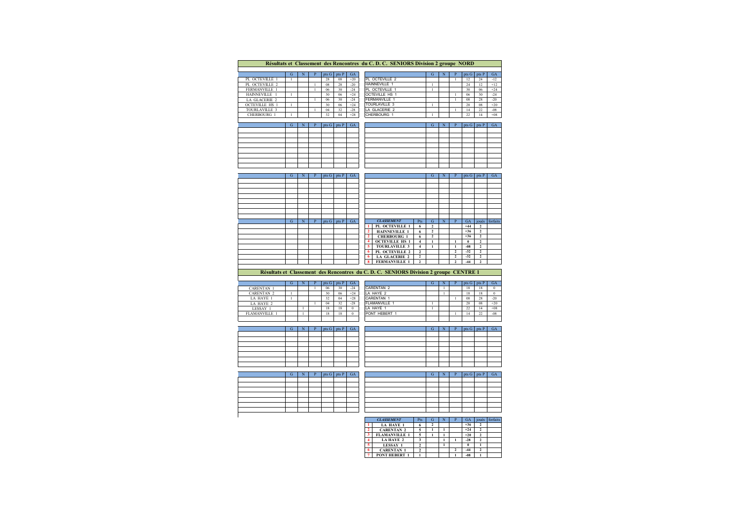## Résultats et Classement des Rencontres du C. D. C. SENIORS Division 2 groupe NORD

| | G | N | P | pts G | pts P | GA |
|---|---|---|---|---|---|---|
| PL OCTEVILLE 1 | 1 | | | 28 | 08 | +20 |
| PL OCTEVILLE 2 | | | 1 | 08 | 28 | -20 |
| FERMANVILLE 1 | | | 1 | 06 | 30 | -24 |
| HAINNEVILLE 1 | 1 | | | 30 | 06 | +24 |
| LA GLACERIE 2 | | | 1 | 06 | 30 | -24 |
| OCTEVILLE HS 1 | 1 | | | 30 | 06 | +24 |
| TOURLAVILLE 3 | | | 1 | 04 | 32 | -28 |
| CHERBOURG 1 | 1 | | | 32 | 04 | +28 |

| | G | N | P | pts G | pts P | GA |
|---|---|---|---|---|---|---|
| PL OCTEVILLE 2 | | | 1 | 12 | 24 | -12 |
| HAINNEVILLE 1 | 1 | | | 24 | 12 | +12 |
| PL OCTEVILLE 1 | 1 | | | 30 | 06 | +24 |
| OCTEVILLE HS 1 | | | 1 | 06 | 30 | -24 |
| FERMANVILLE 1 | | | 1 | 08 | 28 | -20 |
| TOURLAVILLE 3 | 1 | | | 28 | 08 | +20 |
| LA GLACERIE 2 | | | 1 | 14 | 22 | -08 |
| CHERBOURG 1 | 1 | | | 22 | 14 | +08 |

| | *CLASSEMENT* | Pts | G | N | P | GA | joués | forfaits |
|---|---|---|---|---|---|---|---|---|
| 1 | **PL OCTEVILLE 1** | **6** | **2** | | | **+44** | **2** | |
| 2 | **HAINNEVILLE 1** | **6** | **2** | | | **+36** | **2** | |
| 2 | **CHERBOURG 1** | **6** | **2** | | | **+36** | **2** | |
| 4 | **OCTEVILLE HS 1** | **4** | **1** | | **1** | **0** | **2** | |
| 5 | **TOURLAVILLE 3** | **4** | **1** | | **1** | **-08** | **2** | |
| 6 | **PL OCTEVILLE 2** | **2** | | | **2** | **-32** | **2** | |
| 6 | **LA GLACERIE 2** | **2** | | | **2** | **-32** | **2** | |
| 8 | **FERMANVILLE 1** | **2** | | | **2** | **-44** | **2** | |

## Résultats et Classement des Rencontres du C. D. C. SENIORS Division 2 groupe CENTRE 1

| | G | N | P | pts G | pts P | GA |
|---|---|---|---|---|---|---|
| CARENTAN 1 | | | 1 | 06 | 30 | -24 |
| CARENTAN 2 | 1 | | | 30 | 06 | +24 |
| LA HAYE 1 | 1 | | | 32 | 04 | +28 |
| LA HAYE 2 | | | 1 | 04 | 32 | -28 |
| LESSAY 1 | | 1 | | 18 | 18 | 0 |
| FLAMANVILLE 1 | | 1 | | 18 | 18 | 0 |

| | G | N | P | pts G | pts P | GA |
|---|---|---|---|---|---|---|
| CARENTAN 2 | | 1 | | 18 | 18 | 0 |
| LA HAYE 2 | | 1 | | 18 | 18 | 0 |
| CARENTAN 1 | | | 1 | 08 | 28 | -20 |
| FLAMANVILLE 1 | 1 | | | 28 | 08 | +20 |
| LA HAYE 1 | 1 | | | 22 | 14 | +08 |
| PONT HEBERT 1 | | | 1 | 14 | 22 | -08 |

| | *CLASSEMENT* | Pts | G | N | P | GA | joués | forfaits |
|---|---|---|---|---|---|---|---|---|
| 1 | **LA HAYE 1** | **6** | **2** | | | **+36** | **2** | |
| 2 | **CARENTAN 2** | **5** | **1** | **1** | | **+24** | **2** | |
| 3 | **FLAMANVILLE 1** | **5** | **1** | **1** | | **+20** | **2** | |
| 4 | **LA HAYE 2** | **3** | | **1** | **1** | **-28** | **2** | |
| 5 | **LESSAY 1** | **2** | | **1** | | **0** | **1** | |
| 6 | **CARENTAN 1** | **2** | | | **2** | **-44** | **2** | |
| 7 | **PONT HEBERT 1** | **1** | | | **1** | **-08** | **1** | |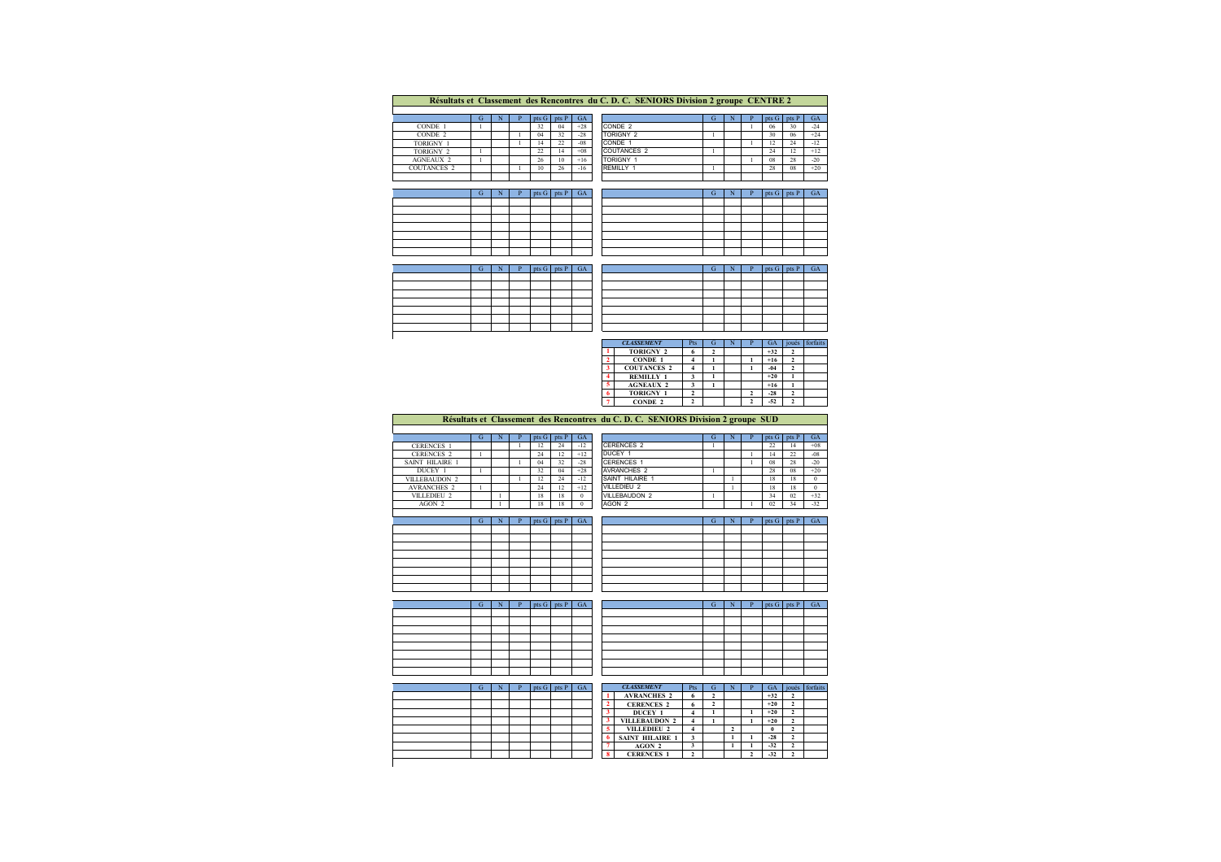## Résultats et Classement des Rencontres du C. D. C. SENIORS Division 2 groupe CENTRE 2

| | G | N | P | pts G | pts P | GA |
|---|---|---|---|---|---|---|
| CONDE 1 | 1 | | | 32 | 04 | +28 |
| CONDE 2 | | | 1 | 04 | 32 | -28 |
| TORIGNY 1 | | | 1 | 14 | 22 | -08 |
| TORIGNY 2 | 1 | | | 22 | 14 | +08 |
| AGNEAUX 2 | 1 | | | 26 | 10 | +16 |
| COUTANCES 2 | | | 1 | 10 | 26 | -16 |

| | G | N | P | pts G | pts P | GA |
|---|---|---|---|---|---|---|
| CONDE 2 | | | 1 | 06 | 30 | -24 |
| TORIGNY 2 | 1 | | | 30 | 06 | +24 |
| CONDE 1 | | | 1 | 12 | 24 | -12 |
| COUTANCES 2 | 1 | | | 24 | 12 | +12 |
| TORIGNY 1 | | | 1 | 08 | 28 | -20 |
| REMILLY 1 | 1 | | | 28 | 08 | +20 |

| | *CLASSEMENT* | Pts | G | N | P | GA | joués | forfaits |
|---|---|---|---|---|---|---|---|---|
| 1 | **TORIGNY 2** | 6 | 2 | | | +32 | 2 | |
| 2 | **CONDE 1** | 4 | 1 | | 1 | +16 | 2 | |
| 3 | **COUTANCES 2** | 4 | 1 | | 1 | -04 | 2 | |
| 4 | **REMILLY 1** | 3 | 1 | | | +20 | 1 | |
| 5 | **AGNEAUX 2** | 3 | 1 | | | +16 | 1 | |
| 6 | **TORIGNY 1** | 2 | | | 2 | -28 | 2 | |
| 7 | **CONDE 2** | 2 | | | 2 | -52 | 2 | |

## Résultats et Classement des Rencontres du C. D. C. SENIORS Division 2 groupe SUD

| | G | N | P | pts G | pts P | GA |
|---|---|---|---|---|---|---|
| CERENCES 1 | | | 1 | 12 | 24 | -12 |
| CERENCES 2 | 1 | | | 24 | 12 | +12 |
| SAINT HILAIRE 1 | | | 1 | 04 | 32 | -28 |
| DUCEY 1 | 1 | | | 32 | 04 | +28 |
| VILLEBAUDON 2 | | | 1 | 12 | 24 | -12 |
| AVRANCHES 2 | 1 | | | 24 | 12 | +12 |
| VILLEDIEU 2 | | 1 | | 18 | 18 | 0 |
| AGON 2 | | 1 | | 18 | 18 | 0 |

| | G | N | P | pts G | pts P | GA |
|---|---|---|---|---|---|---|
| CERENCES 2 | 1 | | | 22 | 14 | +08 |
| DUCEY 1 | | | 1 | 14 | 22 | -08 |
| CERENCES 1 | | | 1 | 08 | 28 | -20 |
| AVRANCHES 2 | 1 | | | 28 | 08 | +20 |
| SAINT HILAIRE 1 | | 1 | | 18 | 18 | 0 |
| VILLEDIEU 2 | | 1 | | 18 | 18 | 0 |
| VILLEBAUDON 2 | 1 | | | 34 | 02 | +32 |
| AGON 2 | | | 1 | 02 | 34 | -32 |

| | *CLASSEMENT* | Pts | G | N | P | GA | joués | forfaits |
|---|---|---|---|---|---|---|---|---|
| 1 | **AVRANCHES 2** | 6 | 2 | | | +32 | 2 | |
| 2 | **CERENCES 2** | 6 | 2 | | | +20 | 2 | |
| 3 | **DUCEY 1** | 4 | 1 | | 1 | +20 | 2 | |
| 3 | **VILLEBAUDON 2** | 4 | 1 | | 1 | +20 | 2 | |
| 5 | **VILLEDIEU 2** | 4 | | 2 | | 0 | 2 | |
| 6 | **SAINT HILAIRE 1** | 3 | | 1 | 1 | -28 | 2 | |
| 7 | **AGON 2** | 3 | | 1 | 1 | -32 | 2 | |
| 8 | **CERENCES 1** | 2 | | | 2 | -32 | 2 | |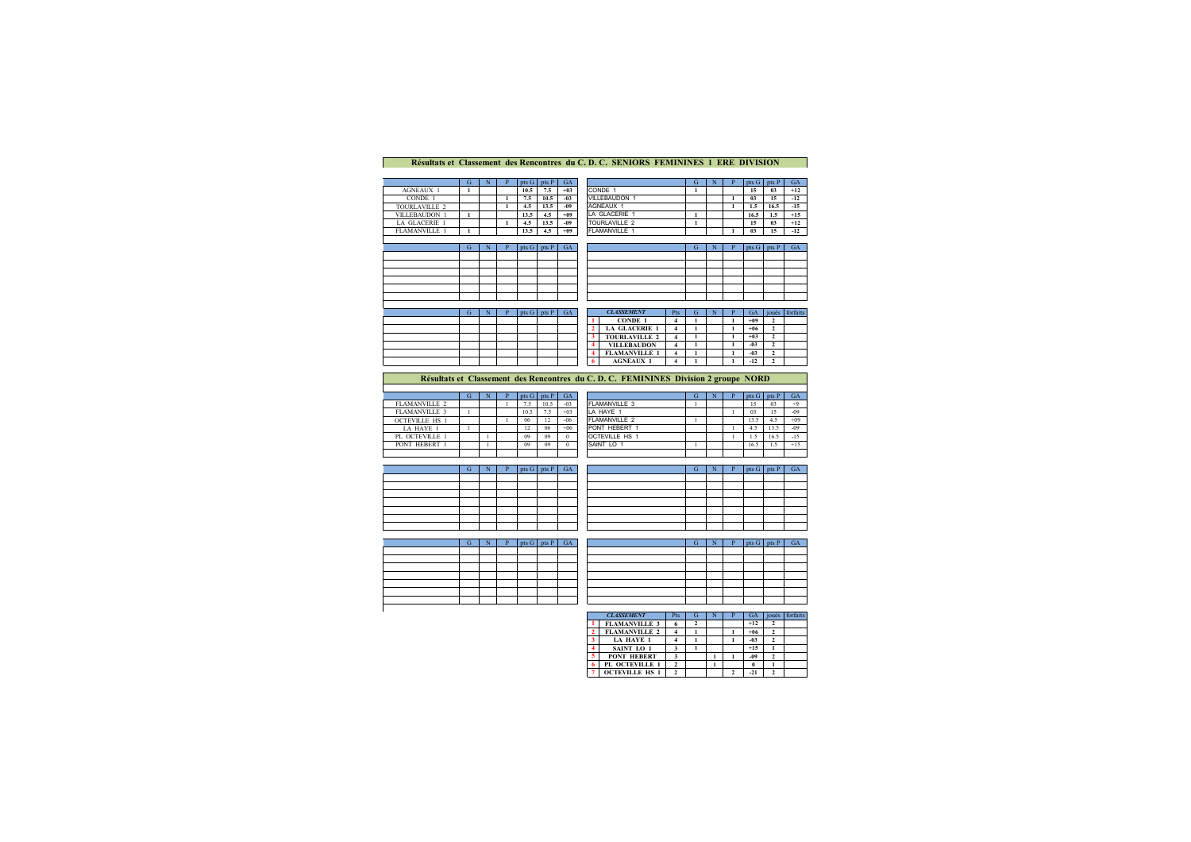## Résultats et Classement des Rencontres du C. D. C. SENIORS FEMININES 1 ERE DIVISION

| | G | N | P | pts G | pts P | GA |
|---|---|---|---|---|---|---|
| AGNEAUX 1 | 1 | | | 10.5 | 7.5 | +03 |
| CONDE 1 | | | 1 | 7.5 | 10.5 | -03 |
| TOURLAVILLE 2 | | | 1 | 4.5 | 13.5 | -09 |
| VILLEBAUDON 1 | 1 | | | 13.5 | 4.5 | +09 |
| LA GLACERIE 1 | | | 1 | 4.5 | 13.5 | -09 |
| FLAMANVILLE 1 | 1 | | | 13.5 | 4.5 | +09 |

| | G | N | P | pts G | pts P | GA |
|---|---|---|---|---|---|---|
| CONDE 1 | 1 | | | 15 | 03 | +12 |
| VILLEBAUDON 1 | | | 1 | 03 | 15 | -12 |
| AGNEAUX 1 | | | 1 | 1.5 | 16.5 | -15 |
| LA GLACERIE 1 | 1 | | | 16.5 | 1.5 | +15 |
| TOURLAVILLE 2 | 1 | | | 15 | 03 | +12 |
| FLAMANVILLE 1 | | | 1 | 03 | 15 | -12 |

| | *CLASSEMENT* | Pts | G | N | P | GA | joués | forfaits |
|---|---|---|---|---|---|---|---|---|
| 1 | **CONDE 1** | 4 | 1 | | 1 | +09 | 2 | |
| 2 | **LA GLACERIE 1** | 4 | 1 | | 1 | +06 | 2 | |
| 3 | **TOURLAVILLE 2** | 4 | 1 | | 1 | +03 | 2 | |
| 4 | **VILLEBAUDON** | 4 | 1 | | 1 | -03 | 2 | |
| 4 | **FLAMANVILLE 1** | 4 | 1 | | 1 | -03 | 2 | |
| 6 | **AGNEAUX 1** | 4 | 1 | | 1 | -12 | 2 | |

## Résultats et Classement des Rencontres du C. D. C. FEMININES Division 2 groupe NORD

| | G | N | P | pts G | pts P | GA |
|---|---|---|---|---|---|---|
| FLAMANVILLE 2 | | | 1 | 7.5 | 10.5 | -03 |
| FLAMANVILLE 3 | 1 | | | 10.5 | 7.5 | +03 |
| OCTEVILLE HS 1 | | | 1 | 06 | 12 | -06 |
| LA HAYE 1 | 1 | | | 12 | 06 | +06 |
| PL OCTEVILLE 1 | | 1 | | 09 | 09 | 0 |
| PONT HEBERT 1 | | 1 | | 09 | 09 | 0 |

| | G | N | P | pts G | pts P | GA |
|---|---|---|---|---|---|---|
| FLAMANVILLE 3 | 1 | | | 15 | 03 | +9 |
| LA HAYE 1 | | | 1 | 03 | 15 | -09 |
| FLAMANVILLE 2 | 1 | | | 13.5 | 4.5 | +09 |
| PONT HEBERT 1 | | | 1 | 4.5 | 13.5 | -09 |
| OCTEVILLE HS 1 | | | 1 | 1.5 | 16.5 | -15 |
| SAINT LO 1 | 1 | | | 16.5 | 1.5 | +15 |

| | *CLASSEMENT* | Pts | G | N | P | GA | joués | forfaits |
|---|---|---|---|---|---|---|---|---|
| 1 | **FLAMANVILLE 3** | 6 | 2 | | | +12 | 2 | |
| 2 | **FLAMANVILLE 2** | 4 | 1 | | 1 | +06 | 2 | |
| 3 | **LA HAYE 1** | 4 | 1 | | 1 | -03 | 2 | |
| 4 | **SAINT LO 1** | 3 | 1 | | | +15 | 1 | |
| 5 | **PONT HEBERT** | 3 | | 1 | 1 | -09 | 2 | |
| 6 | **PL OCTEVILLE 1** | 2 | | 1 | | 0 | 1 | |
| 7 | **OCTEVILLE HS 1** | 2 | | | 2 | -21 | 2 | |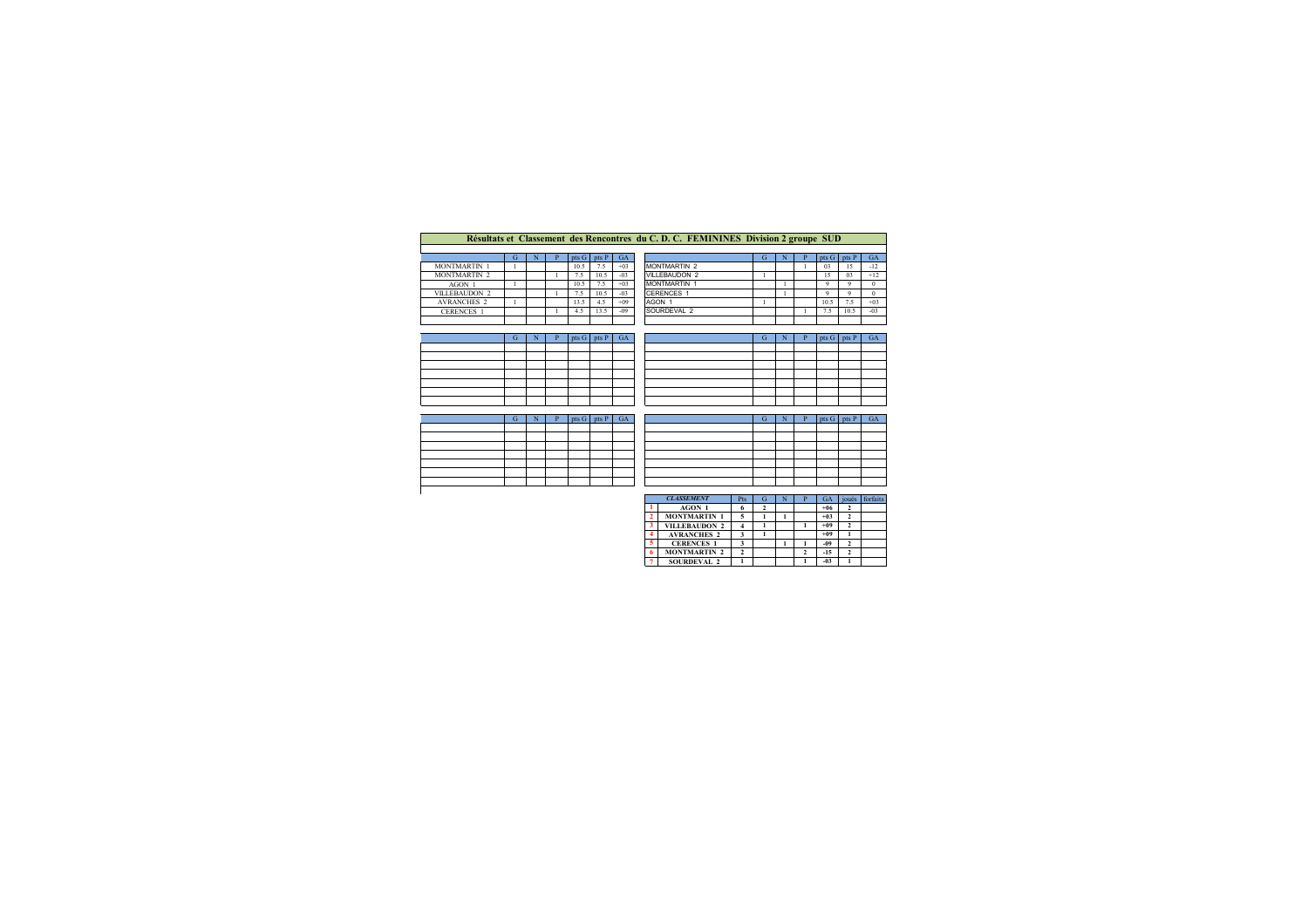## Résultats et Classement des Rencontres du C. D. C. FEMININES Division 2 groupe SUD

| | G | N | P | pts G | pts P | GA |
|---|---|---|---|---|---|---|
| MONTMARTIN 1 | 1 | | | 10.5 | 7.5 | +03 |
| MONTMARTIN 2 | | | 1 | 7.5 | 10.5 | -03 |
| AGON 1 | 1 | | | 10.5 | 7.5 | +03 |
| VILLEBAUDON 2 | | | 1 | 7.5 | 10.5 | -03 |
| AVRANCHES 2 | 1 | | | 13.5 | 4.5 | +09 |
| CERENCES 1 | | | 1 | 4.5 | 13.5 | -09 |

| | G | N | P | pts G | pts P | GA |
|---|---|---|---|---|---|---|
| MONTMARTIN 2 | | | 1 | 03 | 15 | -12 |
| VILLEBAUDON 2 | 1 | | | 15 | 03 | +12 |
| MONTMARTIN 1 | | 1 | | 9 | 9 | 0 |
| CERENCES 1 | | 1 | | 9 | 9 | 0 |
| AGON 1 | 1 | | | 10.5 | 7.5 | +03 |
| SOURDEVAL 2 | | | 1 | 7.5 | 10.5 | -03 |

| | *CLASSEMENT* | Pts | G | N | P | GA | joués | forfaits |
|---|---|---|---|---|---|---|---|---|
| 1 | **AGON 1** | **6** | **2** | | | **+06** | **2** | |
| 2 | **MONTMARTIN 1** | **5** | **1** | **1** | | **+03** | **2** | |
| 3 | **VILLEBAUDON 2** | **4** | **1** | | **1** | **+09** | **2** | |
| 4 | **AVRANCHES 2** | **3** | **1** | | | **+09** | **1** | |
| 5 | **CERENCES 1** | **3** | | **1** | **1** | **-09** | **2** | |
| 6 | **MONTMARTIN 2** | **2** | | | **2** | **-15** | **2** | |
| 7 | **SOURDEVAL 2** | **1** | | | **1** | **-03** | **1** | |